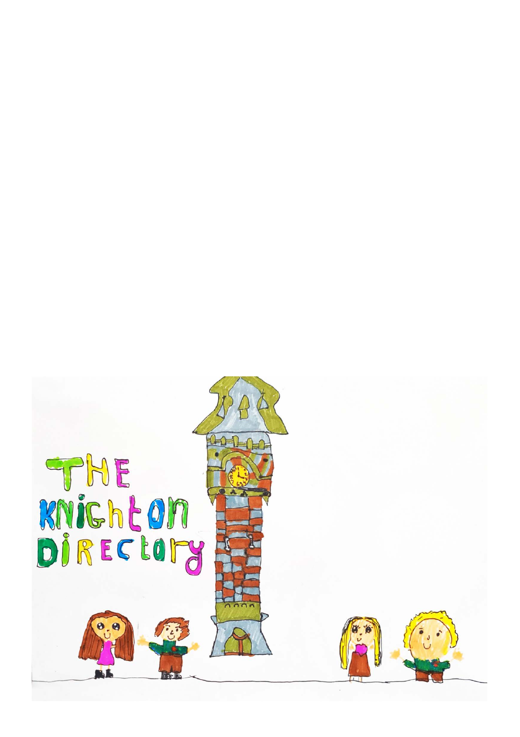# THE KNIGHTON DIRECTORY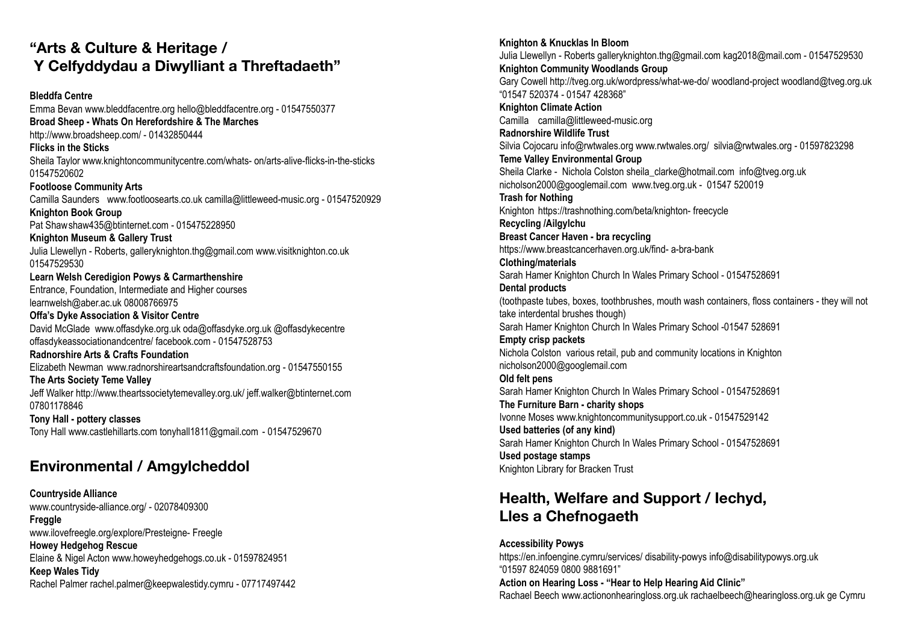## "Arts & Culture & Heritage / Y Celfyddydau a Diwylliant a Threftadaeth"

**Bleddfa Centre**
Emma Bevan www.bleddfacentre.org hello@bleddfacentre.org - 01547550377

**Broad Sheep - Whats On Herefordshire & The Marches**
http://www.broadsheep.com/ - 01432850444

**Flicks in the Sticks**
Sheila Taylor www.knightoncommunitycentre.com/whats- on/arts-alive-flicks-in-the-sticks 01547520602

**Footloose Community Arts**
Camilla Saunders www.footloosearts.co.uk camilla@littleweed-music.org - 01547520929

**Knighton Book Group**
Pat Shaw shaw435@btinternet.com - 015475228950

**Knighton Museum & Gallery Trust**
Julia Llewellyn - Roberts, galleryknighton.thg@gmail.com www.visitknighton.co.uk 01547529530

**Learn Welsh Ceredigion Powys & Carmarthenshire**
Entrance, Foundation, Intermediate and Higher courses
learnwelsh@aber.ac.uk 08008766975

**Offa's Dyke Association & Visitor Centre**
David McGlade www.offasdyke.org.uk oda@offasdyke.org.uk @offasdykecentre offasdykeassociationandcentre/ facebook.com - 01547528753

**Radnorshire Arts & Crafts Foundation**
Elizabeth Newman www.radnorshireartsandcraftsfoundation.org - 01547550155

**The Arts Society Teme Valley**
Jeff Walker http://www.theartssocietytemevalley.org.uk/ jeff.walker@btinternet.com 07801178846

**Tony Hall - pottery classes**
Tony Hall www.castlehillarts.com tonyhall1811@gmail.com - 01547529670

## Environmental / Amgylcheddol

**Countryside Alliance**
www.countryside-alliance.org/ - 02078409300

**Freggle**
www.ilovefreegle.org/explore/Presteigne- Freegle

**Howey Hedgehog Rescue**
Elaine & Nigel Acton www.howeyhedgehogs.co.uk - 01597824951

**Keep Wales Tidy**
Rachel Palmer rachel.palmer@keepwalestidy.cymru - 07717497442

**Knighton & Knucklas In Bloom**
Julia Llewellyn - Roberts galleryknighton.thg@gmail.com kag2018@mail.com - 01547529530

**Knighton Community Woodlands Group**
Gary Cowell http://tveg.org.uk/wordpress/what-we-do/ woodland-project woodland@tveg.org.uk "01547 520374 - 01547 428368"

**Knighton Climate Action**
Camilla camilla@littleweed-music.org

**Radnorshire Wildlife Trust**
Silvia Cojocaru info@rwtwales.org www.rwtwales.org/ silvia@rwtwales.org - 01597823298

**Teme Valley Environmental Group**
Sheila Clarke - Nichola Colston sheila_clarke@hotmail.com info@tveg.org.uk nicholson2000@googlemail.com www.tveg.org.uk - 01547 520019

**Trash for Nothing**
Knighton https://trashnothing.com/beta/knighton- freecycle

**Recycling /Ailgylchu**

**Breast Cancer Haven - bra recycling**
https://www.breastcancerhaven.org.uk/find- a-bra-bank

**Clothing/materials**
Sarah Hamer Knighton Church In Wales Primary School - 01547528691

**Dental products**
(toothpaste tubes, boxes, toothbrushes, mouth wash containers, floss containers - they will not take interdental brushes though)
Sarah Hamer Knighton Church In Wales Primary School -01547 528691

**Empty crisp packets**
Nichola Colston various retail, pub and community locations in Knighton nicholson2000@googlemail.com

**Old felt pens**
Sarah Hamer Knighton Church In Wales Primary School - 01547528691

**The Furniture Barn - charity shops**
Ivonne Moses www.knightoncommunitysupport.co.uk - 01547529142

**Used batteries (of any kind)**
Sarah Hamer Knighton Church In Wales Primary School - 01547528691

**Used postage stamps**
Knighton Library for Bracken Trust

## Health, Welfare and Support / Iechyd, Lles a Chefnogaeth

**Accessibility Powys**
https://en.infoengine.cymru/services/ disability-powys info@disabilitypowys.org.uk "01597 824059 0800 9881691"

**Action on Hearing Loss - "Hear to Help Hearing Aid Clinic"**
Rachael Beech www.actiononhearingloss.org.uk rachaelbeech@hearingloss.org.uk ge Cymru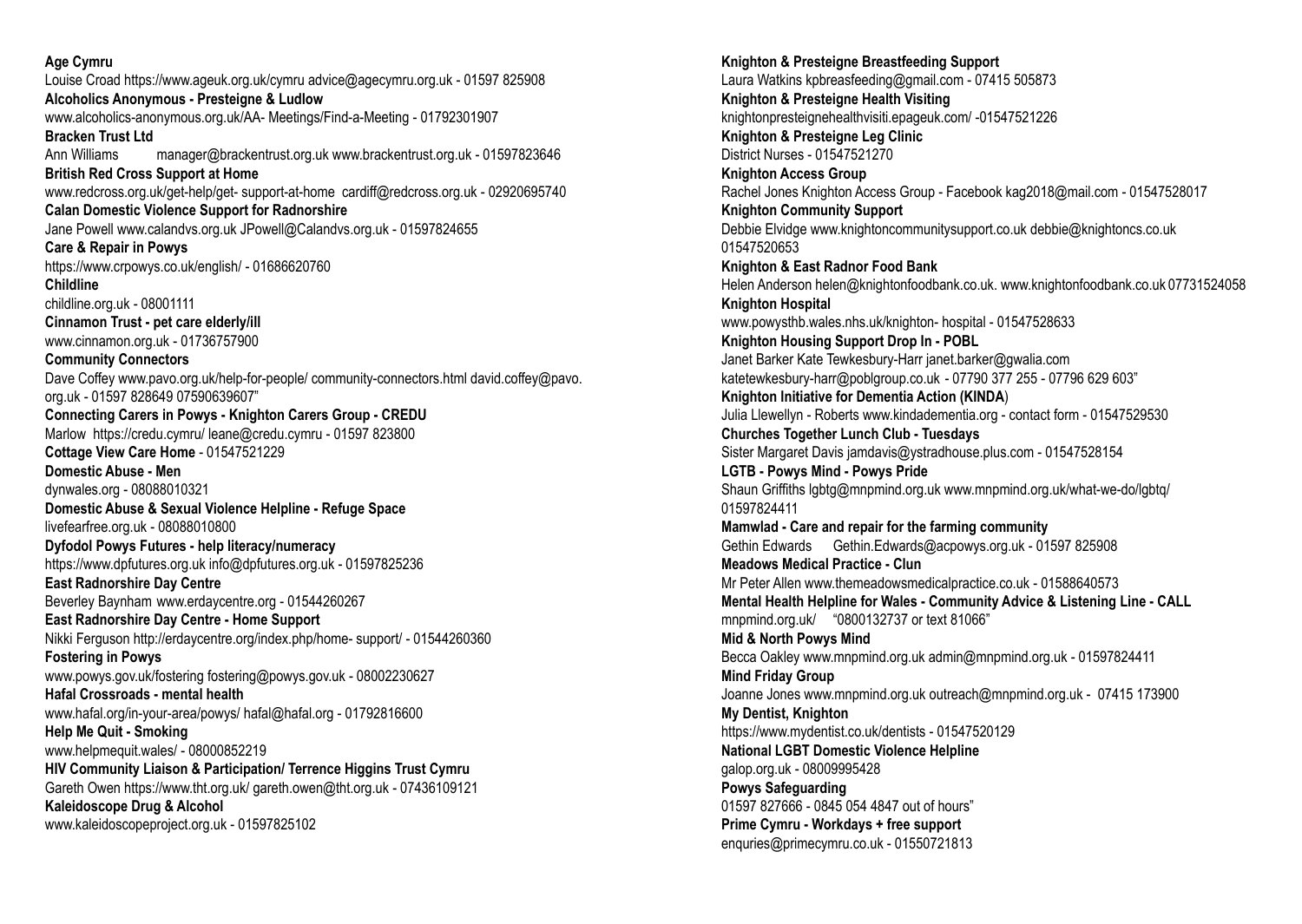**Age Cymru**
Louise Croad https://www.ageuk.org.uk/cymru advice@agecymru.org.uk - 01597 825908

**Alcoholics Anonymous - Presteigne & Ludlow**
www.alcoholics-anonymous.org.uk/AA- Meetings/Find-a-Meeting - 01792301907

**Bracken Trust Ltd**
Ann Williams manager@brackentrust.org.uk www.brackentrust.org.uk - 01597823646

**British Red Cross Support at Home**
www.redcross.org.uk/get-help/get- support-at-home cardiff@redcross.org.uk - 02920695740

**Calan Domestic Violence Support for Radnorshire**
Jane Powell www.calandvs.org.uk JPowell@Calandvs.org.uk - 01597824655

**Care & Repair in Powys**
https://www.crpowys.co.uk/english/ - 01686620760

**Childline**
childline.org.uk - 08001111

**Cinnamon Trust - pet care elderly/ill**
www.cinnamon.org.uk - 01736757900

**Community Connectors**
Dave Coffey www.pavo.org.uk/help-for-people/ community-connectors.html david.coffey@pavo.org.uk - 01597 828649 07590639607"

**Connecting Carers in Powys - Knighton Carers Group - CREDU**
Marlow https://credu.cymru/ leane@credu.cymru - 01597 823800

**Cottage View Care Home** - 01547521229

**Domestic Abuse - Men**
dynwales.org - 08088010321

**Domestic Abuse & Sexual Violence Helpline - Refuge Space**
livefearfree.org.uk - 08088010800

**Dyfodol Powys Futures - help literacy/numeracy**
https://www.dpfutures.org.uk info@dpfutures.org.uk - 01597825236

**East Radnorshire Day Centre**
Beverley Baynham www.erdaycentre.org - 01544260267

**East Radnorshire Day Centre - Home Support**
Nikki Ferguson http://erdaycentre.org/index.php/home- support/ - 01544260360

**Fostering in Powys**
www.powys.gov.uk/fostering fostering@powys.gov.uk - 08002230627

**Hafal Crossroads - mental health**
www.hafal.org/in-your-area/powys/ hafal@hafal.org - 01792816600

**Help Me Quit - Smoking**
www.helpmequit.wales/ - 08000852219

**HIV Community Liaison & Participation/ Terrence Higgins Trust Cymru**
Gareth Owen https://www.tht.org.uk/ gareth.owen@tht.org.uk - 07436109121

**Kaleidoscope Drug & Alcohol**
www.kaleidoscopeproject.org.uk - 01597825102

**Knighton & Presteigne Breastfeeding Support**
Laura Watkins kpbreasfeeding@gmail.com - 07415 505873

**Knighton & Presteigne Health Visiting**
knightonpresteignehealthvisiti.epageuk.com/ -01547521226

**Knighton & Presteigne Leg Clinic**
District Nurses - 01547521270

**Knighton Access Group**
Rachel Jones Knighton Access Group - Facebook kag2018@mail.com - 01547528017

**Knighton Community Support**
Debbie Elvidge www.knightoncommunitysupport.co.uk debbie@knightoncs.co.uk 01547520653

**Knighton & East Radnor Food Bank**
Helen Anderson helen@knightonfoodbank.co.uk. www.knightonfoodbank.co.uk 07731524058

**Knighton Hospital**
www.powysthb.wales.nhs.uk/knighton- hospital - 01547528633

**Knighton Housing Support Drop In - POBL**
Janet Barker Kate Tewkesbury-Harr janet.barker@gwalia.com katetewkesbury-harr@poblgroup.co.uk - 07790 377 255 - 07796 629 603"

**Knighton Initiative for Dementia Action (KINDA**)
Julia Llewellyn - Roberts www.kindadementia.org - contact form - 01547529530

**Churches Together Lunch Club - Tuesdays**
Sister Margaret Davis jamdavis@ystradhouse.plus.com - 01547528154

**LGTB - Powys Mind - Powys Pride**
Shaun Griffiths lgbtg@mnpmind.org.uk www.mnpmind.org.uk/what-we-do/lgbtq/ 01597824411

**Mamwlad - Care and repair for the farming community**
Gethin Edwards Gethin.Edwards@acpowys.org.uk - 01597 825908

**Meadows Medical Practice - Clun**
Mr Peter Allen www.themeadowsmedicalpractice.co.uk - 01588640573

**Mental Health Helpline for Wales - Community Advice & Listening Line - CALL**
mnpmind.org.uk/ "0800132737 or text 81066"

**Mid & North Powys Mind**
Becca Oakley www.mnpmind.org.uk admin@mnpmind.org.uk - 01597824411

**Mind Friday Group**
Joanne Jones www.mnpmind.org.uk outreach@mnpmind.org.uk - 07415 173900

**My Dentist, Knighton**
https://www.mydentist.co.uk/dentists - 01547520129

**National LGBT Domestic Violence Helpline**
galop.org.uk - 08009995428

**Powys Safeguarding**
01597 827666 - 0845 054 4847 out of hours"

**Prime Cymru - Workdays + free support**
enquries@primecymru.co.uk - 01550721813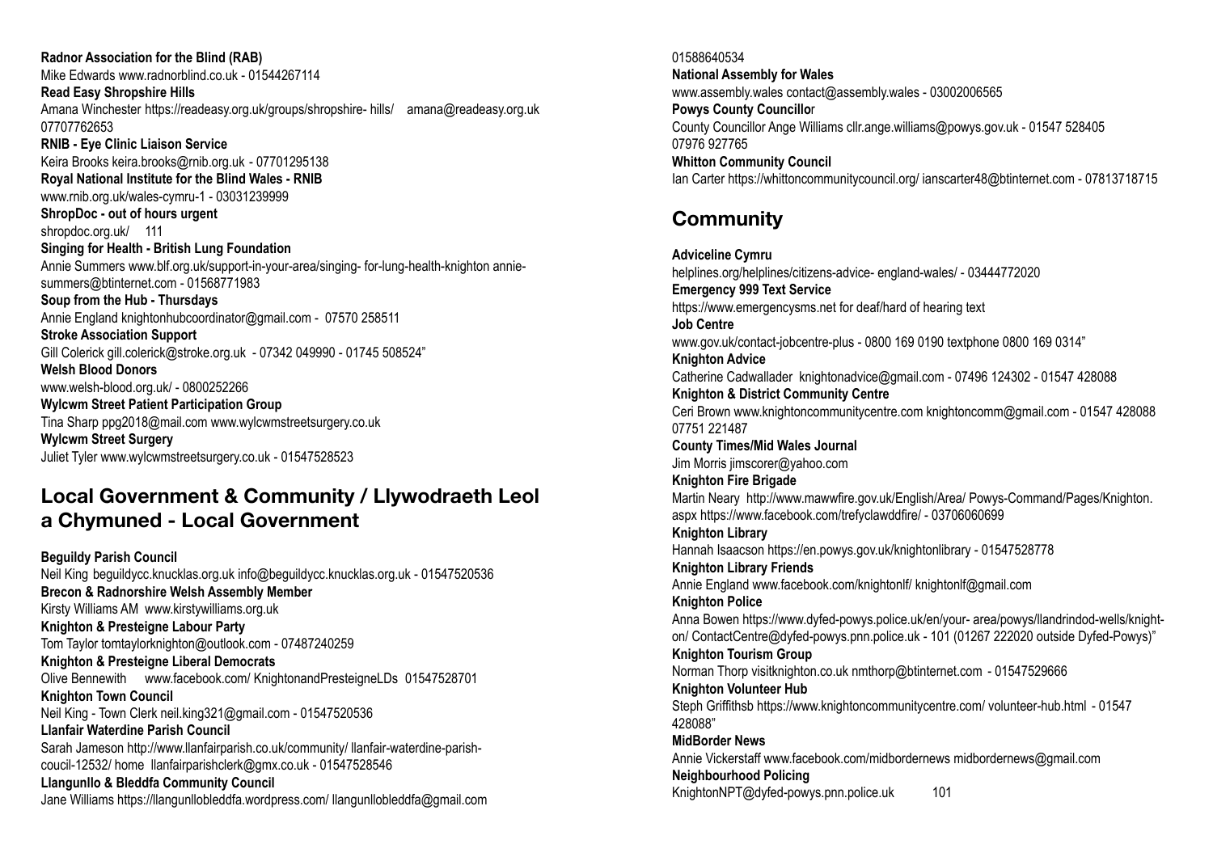**Radnor Association for the Blind (RAB)**
Mike Edwards www.radnorblind.co.uk - 01544267114
**Read Easy Shropshire Hills**
Amana Winchester https://readeasy.org.uk/groups/shropshire- hills/ amana@readeasy.org.uk 07707762653
**RNIB - Eye Clinic Liaison Service**
Keira Brooks keira.brooks@rnib.org.uk - 07701295138
**Royal National Institute for the Blind Wales - RNIB**
www.rnib.org.uk/wales-cymru-1 - 03031239999
**ShropDoc - out of hours urgent**
shropdoc.org.uk/ 111
**Singing for Health - British Lung Foundation**
Annie Summers www.blf.org.uk/support-in-your-area/singing- for-lung-health-knighton annie-summers@btinternet.com - 01568771983
**Soup from the Hub - Thursdays**
Annie England knightonhubcoordinator@gmail.com - 07570 258511
**Stroke Association Support**
Gill Colerick gill.colerick@stroke.org.uk - 07342 049990 - 01745 508524"
**Welsh Blood Donors**
www.welsh-blood.org.uk/ - 0800252266
**Wylcwm Street Patient Participation Group**
Tina Sharp ppg2018@mail.com www.wylcwmstreetsurgery.co.uk
**Wylcwm Street Surgery**
Juliet Tyler www.wylcwmstreetsurgery.co.uk - 01547528523

## Local Government & Community / Llywodraeth Leol a Chymuned - Local Government

**Beguildy Parish Council**
Neil King beguildycc.knucklas.org.uk info@beguildycc.knucklas.org.uk - 01547520536
**Brecon & Radnorshire Welsh Assembly Member**
Kirsty Williams AM www.kirstywilliams.org.uk
**Knighton & Presteigne Labour Party**
Tom Taylor tomtaylorknighton@outlook.com - 07487240259
**Knighton & Presteigne Liberal Democrats**
Olive Bennewith www.facebook.com/ KnightonandPresteigneLDs 01547528701
**Knighton Town Council**
Neil King - Town Clerk neil.king321@gmail.com - 01547520536
**Llanfair Waterdine Parish Council**
Sarah Jameson http://www.llanfairparish.co.uk/community/ llanfair-waterdine-parish-coucil-12532/ home llanfairparishclerk@gmx.co.uk - 01547528546
**Llangunllo & Bleddfa Community Council**
Jane Williams https://llangunllobleddfa.wordpress.com/ llangunllobleddfa@gmail.com 01588640534
**National Assembly for Wales**
www.assembly.wales contact@assembly.wales - 03002006565
**Powys County Councillor**
County Councillor Ange Williams cllr.ange.williams@powys.gov.uk - 01547 528405 07976 927765
**Whitton Community Council**
Ian Carter https://whittoncommunitycouncil.org/ ianscarter48@btinternet.com - 07813718715

## Community

**Adviceline Cymru**
helplines.org/helplines/citizens-advice- england-wales/ - 03444772020
**Emergency 999 Text Service**
https://www.emergencysms.net for deaf/hard of hearing text
**Job Centre**
www.gov.uk/contact-jobcentre-plus - 0800 169 0190 textphone 0800 169 0314"
**Knighton Advice**
Catherine Cadwallader knightonadvice@gmail.com - 07496 124302 - 01547 428088
**Knighton & District Community Centre**
Ceri Brown www.knightoncommunitycentre.com knightoncomm@gmail.com - 01547 428088 07751 221487
**County Times/Mid Wales Journal**
Jim Morris jimscorer@yahoo.com
**Knighton Fire Brigade**
Martin Neary http://www.mawwfire.gov.uk/English/Area/ Powys-Command/Pages/Knighton.aspx https://www.facebook.com/trefyclawddfire/ - 03706060699
**Knighton Library**
Hannah Isaacson https://en.powys.gov.uk/knightonlibrary - 01547528778
**Knighton Library Friends**
Annie England www.facebook.com/knightonlf/ knightonlf@gmail.com
**Knighton Police**
Anna Bowen https://www.dyfed-powys.police.uk/en/your- area/powys/llandrindod-wells/knighton/ ContactCentre@dyfed-powys.pnn.police.uk - 101 (01267 222020 outside Dyfed-Powys)"
**Knighton Tourism Group**
Norman Thorp visitknighton.co.uk nmthorp@btinternet.com - 01547529666
**Knighton Volunteer Hub**
Steph Griffithsb https://www.knightoncommunitycentre.com/ volunteer-hub.html - 01547 428088"
**MidBorder News**
Annie Vickerstaff www.facebook.com/midbordernews midbordernews@gmail.com
**Neighbourhood Policing**
KnightonNPT@dyfed-powys.pnn.police.uk 101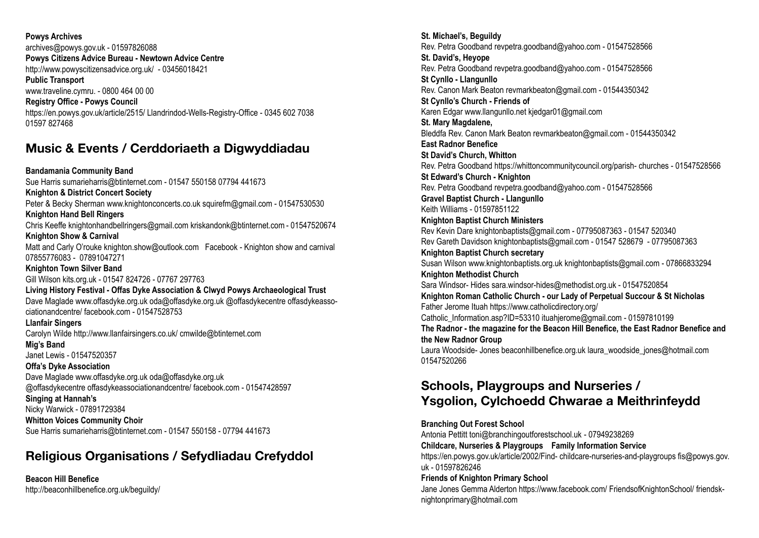**Powys Archives**
archives@powys.gov.uk - 01597826088
**Powys Citizens Advice Bureau - Newtown Advice Centre**
http://www.powyscitizensadvice.org.uk/ - 03456018421
**Public Transport**
www.traveline.cymru. - 0800 464 00 00
**Registry Office - Powys Council**
https://en.powys.gov.uk/article/2515/ Llandrindod-Wells-Registry-Office - 0345 602 7038 01597 827468

## Music & Events / Cerddoriaeth a Digwyddiadau

**Bandamania Community Band**
Sue Harris sumarieharris@btinternet.com - 01547 550158 07794 441673
**Knighton & District Concert Society**
Peter & Becky Sherman www.knightonconcerts.co.uk squirefm@gmail.com - 01547530530
**Knighton Hand Bell Ringers**
Chris Keeffe knightonhandbellringers@gmail.com kriskandonk@btinternet.com - 01547520674
**Knighton Show & Carnival**
Matt and Carly O'rouke knighton.show@outlook.com Facebook - Knighton show and carnival 07855776083 - 07891047271
**Knighton Town Silver Band**
Gill Wilson kits.org.uk - 01547 824726 - 07767 297763
**Living History Festival - Offas Dyke Association & Clwyd Powys Archaeological Trust**
Dave Maglade www.offasdyke.org.uk oda@offasdyke.org.uk @offasdykecentre offasdykeassociationandcentre/ facebook.com - 01547528753
**Llanfair Singers**
Carolyn Wilde http://www.llanfairsingers.co.uk/ cmwilde@btinternet.com
**Mig's Band**
Janet Lewis - 01547520357
**Offa's Dyke Association**
Dave Maglade www.offasdyke.org.uk oda@offasdyke.org.uk
@offasdykecentre offasdykeassociationandcentre/ facebook.com - 01547428597
**Singing at Hannah's**
Nicky Warwick - 07891729384
**Whitton Voices Community Choir**
Sue Harris sumarieharris@btinternet.com - 01547 550158 - 07794 441673

## Religious Organisations / Sefydliadau Crefyddol

**Beacon Hill Benefice**
http://beaconhillbenefice.org.uk/beguildy/
**St. Michael's, Beguildy**
Rev. Petra Goodband revpetra.goodband@yahoo.com - 01547528566
**St. David's, Heyope**
Rev. Petra Goodband revpetra.goodband@yahoo.com - 01547528566
**St Cynllo - Llangunllo**
Rev. Canon Mark Beaton revmarkbeaton@gmail.com - 01544350342
**St Cynllo's Church - Friends of**
Karen Edgar www.llangunllo.net kjedgar01@gmail.com
**St. Mary Magdalene,**
Bleddfa Rev. Canon Mark Beaton revmarkbeaton@gmail.com - 01544350342
**East Radnor Benefice**
**St David's Church, Whitton**
Rev. Petra Goodband https://whittoncommunitycouncil.org/parish- churches - 01547528566
**St Edward's Church - Knighton**
Rev. Petra Goodband revpetra.goodband@yahoo.com - 01547528566
**Gravel Baptist Church - Llangunllo**
Keith Williams - 01597851122
**Knighton Baptist Church Ministers**
Rev Kevin Dare knightonbaptists@gmail.com - 07795087363 - 01547 520340
Rev Gareth Davidson knightonbaptists@gmail.com - 01547 528679 - 07795087363
**Knighton Baptist Church secretary**
Susan Wilson www.knightonbaptists.org.uk knightonbaptists@gmail.com - 07866833294
**Knighton Methodist Church**
Sara Windsor- Hides sara.windsor-hides@methodist.org.uk - 01547520854
**Knighton Roman Catholic Church - our Lady of Perpetual Succour & St Nicholas**
Father Jerome Ituah https://www.catholicdirectory.org/Catholic_Information.asp?ID=53310 ituahjerome@gmail.com - 01597810199
**The Radnor - the magazine for the Beacon Hill Benefice, the East Radnor Benefice and the New Radnor Group**
Laura Woodside- Jones beaconhillbenefice.org.uk laura_woodside_jones@hotmail.com 01547520266

## Schools, Playgroups and Nurseries / Ysgolion, Cylchoedd Chwarae a Meithrinfeydd

**Branching Out Forest School**
Antonia Pettitt toni@branchingoutforestschool.uk - 07949238269
**Childcare, Nurseries & Playgroups Family Information Service**
https://en.powys.gov.uk/article/2002/Find- childcare-nurseries-and-playgroups fis@powys.gov.uk - 01597826246
**Friends of Knighton Primary School**
Jane Jones Gemma Alderton https://www.facebook.com/ FriendsofKnightonSchool/ friendsknightonprimary@hotmail.com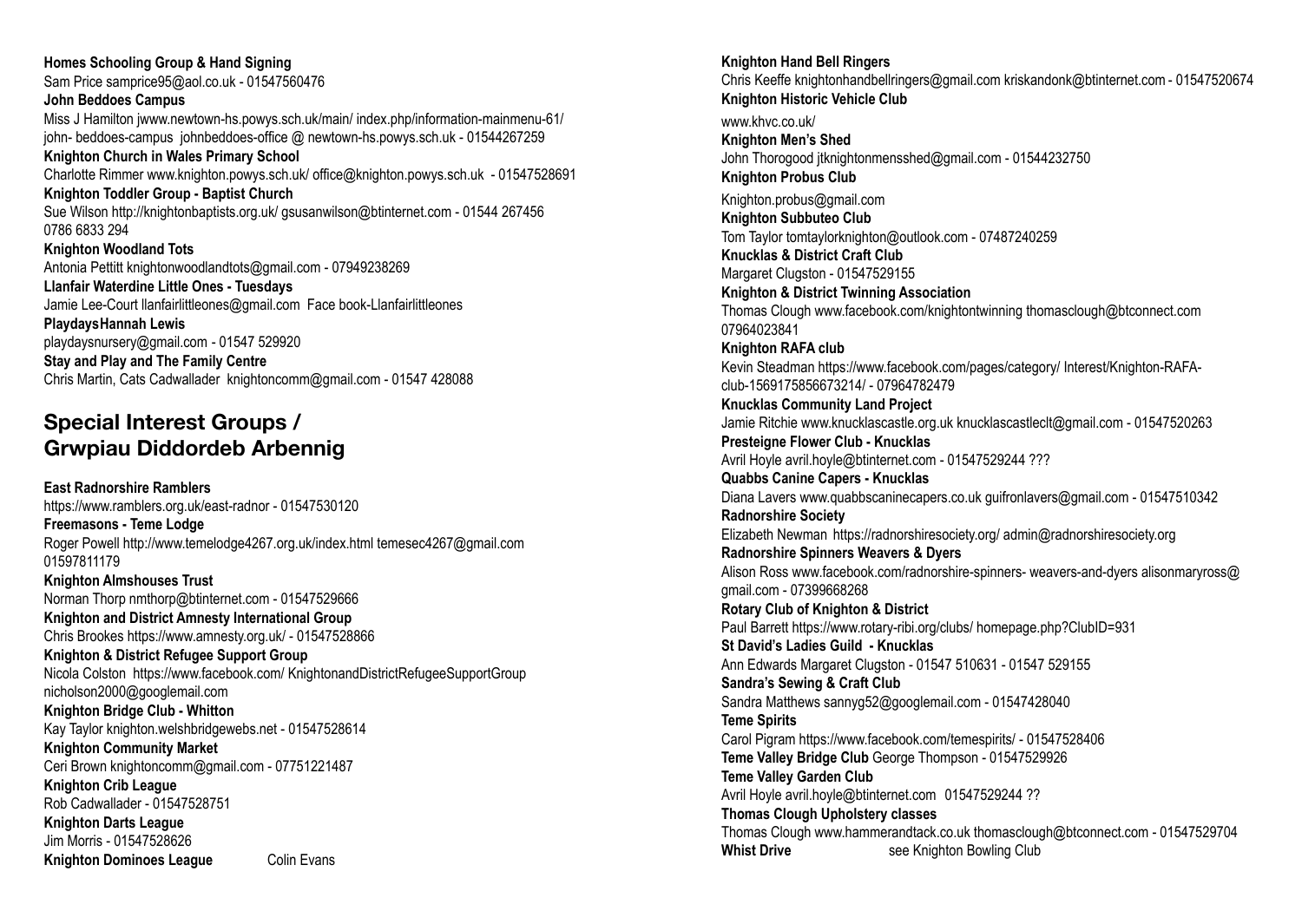**Homes Schooling Group & Hand Signing**
Sam Price samprice95@aol.co.uk - 01547560476

**John Beddoes Campus**
Miss J Hamilton jwww.newtown-hs.powys.sch.uk/main/ index.php/information-mainmenu-61/ john- beddoes-campus johnbeddoes-office @ newtown-hs.powys.sch.uk - 01544267259

**Knighton Church in Wales Primary School**
Charlotte Rimmer www.knighton.powys.sch.uk/ office@knighton.powys.sch.uk - 01547528691

**Knighton Toddler Group - Baptist Church**
Sue Wilson http://knightonbaptists.org.uk/ gsusanwilson@btinternet.com - 01544 267456 0786 6833 294

**Knighton Woodland Tots**
Antonia Pettitt knightonwoodlandtots@gmail.com - 07949238269

**Llanfair Waterdine Little Ones - Tuesdays**
Jamie Lee-Court llanfairlittleones@gmail.com Face book-Llanfairlittleones

**PlaydaysHannah Lewis**
playdaysnursery@gmail.com - 01547 529920

**Stay and Play and The Family Centre**
Chris Martin, Cats Cadwallader knightoncomm@gmail.com - 01547 428088

## Special Interest Groups / Grwpiau Diddordeb Arbennig

**East Radnorshire Ramblers**
https://www.ramblers.org.uk/east-radnor - 01547530120

**Freemasons - Teme Lodge**
Roger Powell http://www.temelodge4267.org.uk/index.html temesec4267@gmail.com 01597811179

**Knighton Almshouses Trust**
Norman Thorp nmthorp@btinternet.com - 01547529666

**Knighton and District Amnesty International Group**
Chris Brookes https://www.amnesty.org.uk/ - 01547528866

**Knighton & District Refugee Support Group**
Nicola Colston https://www.facebook.com/ KnightonandDistrictRefugeeSupportGroup nicholson2000@googlemail.com

**Knighton Bridge Club - Whitton**
Kay Taylor knighton.welshbridgewebs.net - 01547528614

**Knighton Community Market**
Ceri Brown knightoncomm@gmail.com - 07751221487

**Knighton Crib League**
Rob Cadwallader - 01547528751

**Knighton Darts League**
Jim Morris - 01547528626

**Knighton Dominoes League** Colin Evans

**Knighton Hand Bell Ringers**
Chris Keeffe knightonhandbellringers@gmail.com kriskandonk@btinternet.com - 01547520674

**Knighton Historic Vehicle Club**
www.khvc.co.uk/

**Knighton Men's Shed**
John Thorogood jtknightonmensshed@gmail.com - 01544232750

**Knighton Probus Club**
Knighton.probus@gmail.com

**Knighton Subbuteo Club**
Tom Taylor tomtaylorknighton@outlook.com - 07487240259

**Knucklas & District Craft Club**
Margaret Clugston - 01547529155

**Knighton & District Twinning Association**
Thomas Clough www.facebook.com/knightontwinning thomasclough@btconnect.com 07964023841

**Knighton RAFA club**
Kevin Steadman https://www.facebook.com/pages/category/ Interest/Knighton-RAFA-club-1569175856673214/ - 07964782479

**Knucklas Community Land Project**
Jamie Ritchie www.knucklascastle.org.uk knucklascastleclt@gmail.com - 01547520263

**Presteigne Flower Club - Knucklas**
Avril Hoyle avril.hoyle@btinternet.com - 01547529244 ???

**Quabbs Canine Capers - Knucklas**
Diana Lavers www.quabbscaninecapers.co.uk guifronlavers@gmail.com - 01547510342

**Radnorshire Society**
Elizabeth Newman https://radnorshiresociety.org/ admin@radnorshiresociety.org

**Radnorshire Spinners Weavers & Dyers**
Alison Ross www.facebook.com/radnorshire-spinners- weavers-and-dyers alisonmaryross@ gmail.com - 07399668268

**Rotary Club of Knighton & District**
Paul Barrett https://www.rotary-ribi.org/clubs/ homepage.php?ClubID=931

**St David's Ladies Guild - Knucklas**
Ann Edwards Margaret Clugston - 01547 510631 - 01547 529155

**Sandra's Sewing & Craft Club**
Sandra Matthews sannyg52@googlemail.com - 01547428040

**Teme Spirits**
Carol Pigram https://www.facebook.com/temespirits/ - 01547528406

**Teme Valley Bridge Club** George Thompson - 01547529926

**Teme Valley Garden Club**
Avril Hoyle avril.hoyle@btinternet.com 01547529244 ??

**Thomas Clough Upholstery classes**
Thomas Clough www.hammerandtack.co.uk thomasclough@btconnect.com - 01547529704

**Whist Drive** see Knighton Bowling Club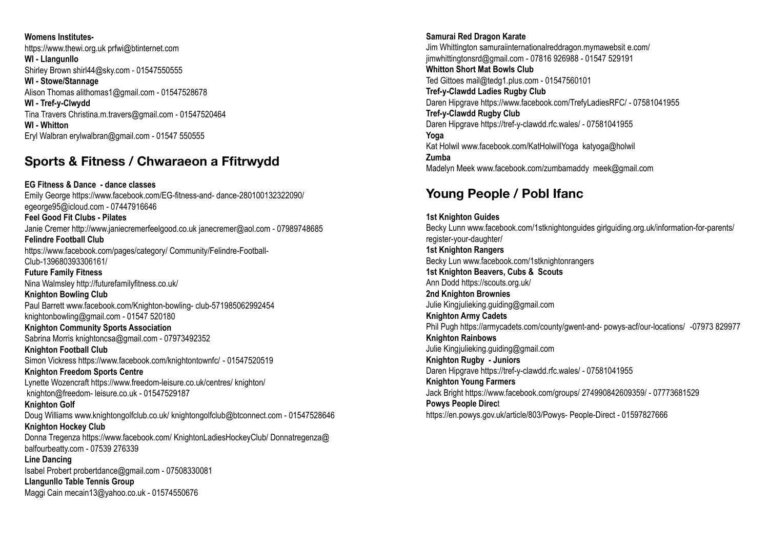**Womens Institutes-**
https://www.thewi.org.uk prfwi@btinternet.com
**WI - Llangunllo**
Shirley Brown shirl44@sky.com - 01547550555
**WI - Stowe/Stannage**
Alison Thomas alithomas1@gmail.com - 01547528678
**WI - Tref-y-Clwydd**
Tina Travers Christina.m.travers@gmail.com - 01547520464
**WI - Whitton**
Eryl Walbran erylwalbran@gmail.com - 01547 550555

## Sports & Fitness / Chwaraeon a Ffitrwydd

**EG Fitness & Dance - dance classes**
Emily George https://www.facebook.com/EG-fitness-and- dance-280100132322090/ egeorge95@icloud.com - 07447916646
**Feel Good Fit Clubs - Pilates**
Janie Cremer http://www.janiecremerfeelgood.co.uk janecremer@aol.com - 07989748685
**Felindre Football Club**
https://www.facebook.com/pages/category/ Community/Felindre-Football-Club-139680393306161/
**Future Family Fitness**
Nina Walmsley http://futurefamilyfitness.co.uk/
**Knighton Bowling Club**
Paul Barrett www.facebook.com/Knighton-bowling- club-571985062992454 knightonbowling@gmail.com - 01547 520180
**Knighton Community Sports Association**
Sabrina Morris knightoncsa@gmail.com - 07973492352
**Knighton Football Club**
Simon Vickress https://www.facebook.com/knightontownfc/ - 01547520519
**Knighton Freedom Sports Centre**
Lynette Wozencraft https://www.freedom-leisure.co.uk/centres/ knighton/ knighton@freedom- leisure.co.uk - 01547529187
**Knighton Golf**
Doug Williams www.knightongolfclub.co.uk/ knightongolfclub@btconnect.com - 01547528646
**Knighton Hockey Club**
Donna Tregenza https://www.facebook.com/ KnightonLadiesHockeyClub/ Donnatregenza@ balfourbeatty.com - 07539 276339
**Line Dancing**
Isabel Probert probertdance@gmail.com - 07508330081
**Llangunllo Table Tennis Group**
Maggi Cain mecain13@yahoo.co.uk - 01574550676

**Samurai Red Dragon Karate**
Jim Whittington samuraiinternationalreddragon.mymawebsit e.com/ jimwhittingtonsrd@gmail.com - 07816 926988 - 01547 529191
**Whitton Short Mat Bowls Club**
Ted Gittoes mail@tedg1.plus.com - 01547560101
**Tref-y-Clawdd Ladies Rugby Club**
Daren Hipgrave https://www.facebook.com/TrefyLadiesRFC/ - 07581041955
**Tref-y-Clawdd Rugby Club**
Daren Hipgrave https://tref-y-clawdd.rfc.wales/ - 07581041955
**Yoga**
Kat Holwil www.facebook.com/KatHolwillYoga katyoga@holwil
**Zumba**
Madelyn Meek www.facebook.com/zumbamaddy meek@gmail.com

## Young People / Pobl Ifanc

**1st Knighton Guides**
Becky Lunn www.facebook.com/1stknightonguides girlguiding.org.uk/information-for-parents/ register-your-daughter/
**1st Knighton Rangers**
Becky Lun www.facebook.com/1stknightonrangers
**1st Knighton Beavers, Cubs & Scouts**
Ann Dodd https://scouts.org.uk/
**2nd Knighton Brownies**
Julie Kingjulieking.guiding@gmail.com
**Knighton Army Cadets**
Phil Pugh https://armycadets.com/county/gwent-and- powys-acf/our-locations/ -07973 829977
**Knighton Rainbows**
Julie Kingjulieking.guiding@gmail.com
**Knighton Rugby - Juniors**
Daren Hipgrave https://tref-y-clawdd.rfc.wales/ - 07581041955
**Knighton Young Farmers**
Jack Bright https://www.facebook.com/groups/ 274990842609359/ - 07773681529
**Powys People Direct**
https://en.powys.gov.uk/article/803/Powys- People-Direct - 01597827666